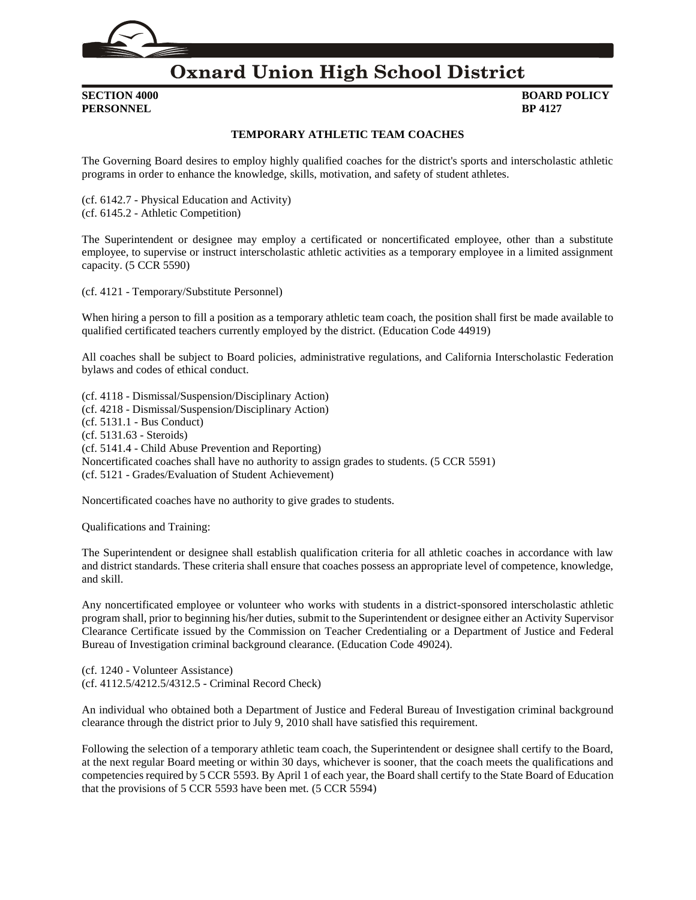# Oxnard Union High School District

**SECTION 4000** **BOARD POLICY**
**PERSONNEL** **BP 4127**

## TEMPORARY ATHLETIC TEAM COACHES

The Governing Board desires to employ highly qualified coaches for the district's sports and interscholastic athletic programs in order to enhance the knowledge, skills, motivation, and safety of student athletes.

(cf. 6142.7 - Physical Education and Activity)
(cf. 6145.2 - Athletic Competition)

The Superintendent or designee may employ a certificated or noncertificated employee, other than a substitute employee, to supervise or instruct interscholastic athletic activities as a temporary employee in a limited assignment capacity. (5 CCR 5590)

(cf. 4121 - Temporary/Substitute Personnel)

When hiring a person to fill a position as a temporary athletic team coach, the position shall first be made available to qualified certificated teachers currently employed by the district. (Education Code 44919)

All coaches shall be subject to Board policies, administrative regulations, and California Interscholastic Federation bylaws and codes of ethical conduct.

(cf. 4118 - Dismissal/Suspension/Disciplinary Action)
(cf. 4218 - Dismissal/Suspension/Disciplinary Action)
(cf. 5131.1 - Bus Conduct)
(cf. 5131.63 - Steroids)
(cf. 5141.4 - Child Abuse Prevention and Reporting)
Noncertificated coaches shall have no authority to assign grades to students. (5 CCR 5591)
(cf. 5121 - Grades/Evaluation of Student Achievement)

Noncertificated coaches have no authority to give grades to students.

Qualifications and Training:

The Superintendent or designee shall establish qualification criteria for all athletic coaches in accordance with law and district standards. These criteria shall ensure that coaches possess an appropriate level of competence, knowledge, and skill.

Any noncertificated employee or volunteer who works with students in a district-sponsored interscholastic athletic program shall, prior to beginning his/her duties, submit to the Superintendent or designee either an Activity Supervisor Clearance Certificate issued by the Commission on Teacher Credentialing or a Department of Justice and Federal Bureau of Investigation criminal background clearance. (Education Code 49024).

(cf. 1240 - Volunteer Assistance)
(cf. 4112.5/4212.5/4312.5 - Criminal Record Check)

An individual who obtained both a Department of Justice and Federal Bureau of Investigation criminal background clearance through the district prior to July 9, 2010 shall have satisfied this requirement.

Following the selection of a temporary athletic team coach, the Superintendent or designee shall certify to the Board, at the next regular Board meeting or within 30 days, whichever is sooner, that the coach meets the qualifications and competencies required by 5 CCR 5593. By April 1 of each year, the Board shall certify to the State Board of Education that the provisions of 5 CCR 5593 have been met. (5 CCR 5594)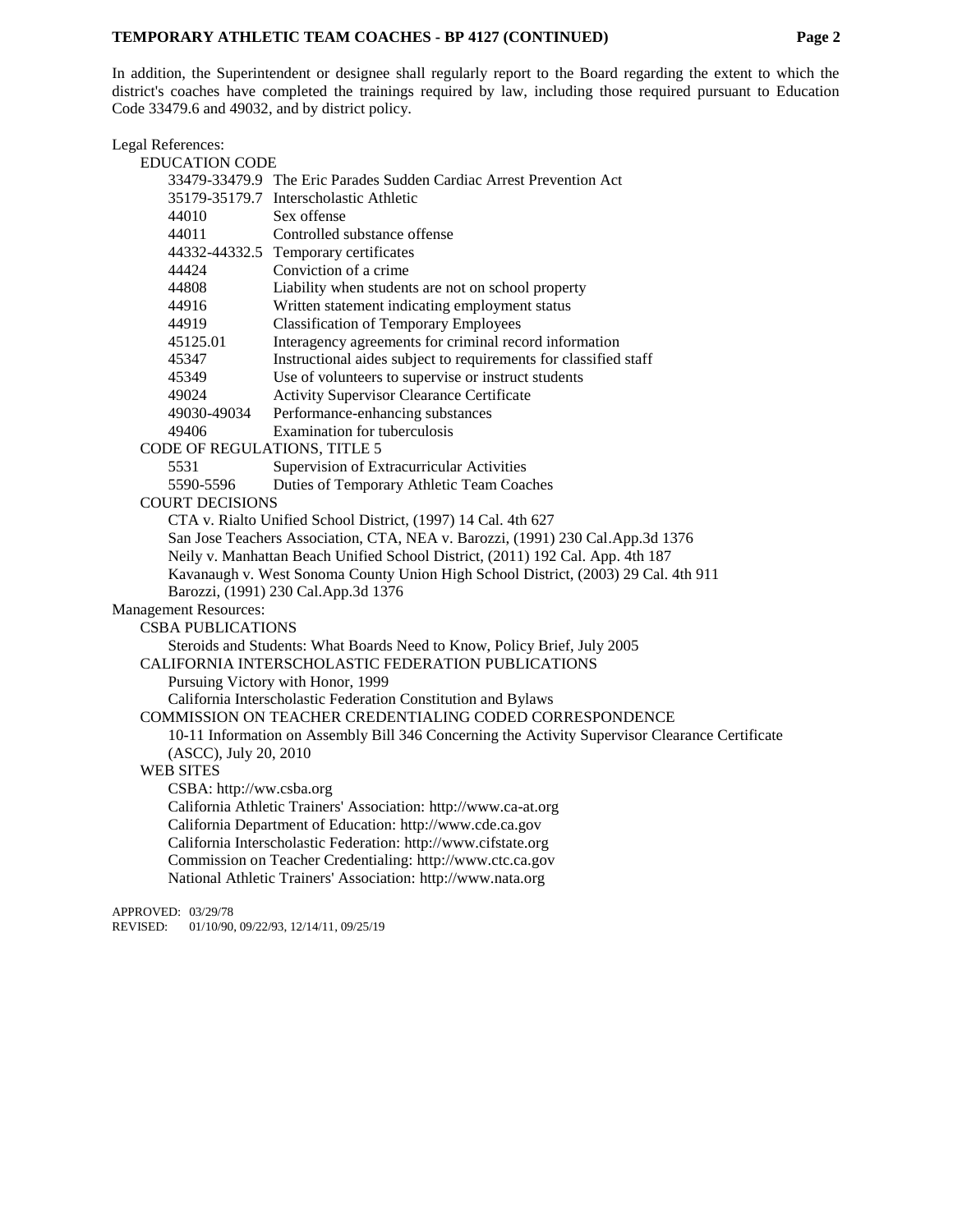In addition, the Superintendent or designee shall regularly report to the Board regarding the extent to which the district's coaches have completed the trainings required by law, including those required pursuant to Education Code 33479.6 and 49032, and by district policy.

Legal References:

EDUCATION CODE

| | |
|---|---|
| 33479-33479.9 | The Eric Parades Sudden Cardiac Arrest Prevention Act |
| 35179-35179.7 | Interscholastic Athletic |
| 44010 | Sex offense |
| 44011 | Controlled substance offense |
| 44332-44332.5 | Temporary certificates |
| 44424 | Conviction of a crime |
| 44808 | Liability when students are not on school property |
| 44916 | Written statement indicating employment status |
| 44919 | Classification of Temporary Employees |
| 45125.01 | Interagency agreements for criminal record information |
| 45347 | Instructional aides subject to requirements for classified staff |
| 45349 | Use of volunteers to supervise or instruct students |
| 49024 | Activity Supervisor Clearance Certificate |
| 49030-49034 | Performance-enhancing substances |
| 49406 | Examination for tuberculosis |

CODE OF REGULATIONS, TITLE 5

| | |
|---|---|
| 5531 | Supervision of Extracurricular Activities |
| 5590-5596 | Duties of Temporary Athletic Team Coaches |

COURT DECISIONS

CTA v. Rialto Unified School District, (1997) 14 Cal. 4th 627
San Jose Teachers Association, CTA, NEA v. Barozzi, (1991) 230 Cal.App.3d 1376
Neily v. Manhattan Beach Unified School District, (2011) 192 Cal. App. 4th 187
Kavanaugh v. West Sonoma County Union High School District, (2003) 29 Cal. 4th 911
Barozzi, (1991) 230 Cal.App.3d 1376

Management Resources:

CSBA PUBLICATIONS

Steroids and Students: What Boards Need to Know, Policy Brief, July 2005

CALIFORNIA INTERSCHOLASTIC FEDERATION PUBLICATIONS

Pursuing Victory with Honor, 1999
California Interscholastic Federation Constitution and Bylaws

COMMISSION ON TEACHER CREDENTIALING CODED CORRESPONDENCE

10-11 Information on Assembly Bill 346 Concerning the Activity Supervisor Clearance Certificate (ASCC), July 20, 2010

WEB SITES

CSBA: http://ww.csba.org
California Athletic Trainers' Association: http://www.ca-at.org
California Department of Education: http://www.cde.ca.gov
California Interscholastic Federation: http://www.cifstate.org
Commission on Teacher Credentialing: http://www.ctc.ca.gov
National Athletic Trainers' Association: http://www.nata.org

APPROVED: 03/29/78
REVISED: 01/10/90, 09/22/93, 12/14/11, 09/25/19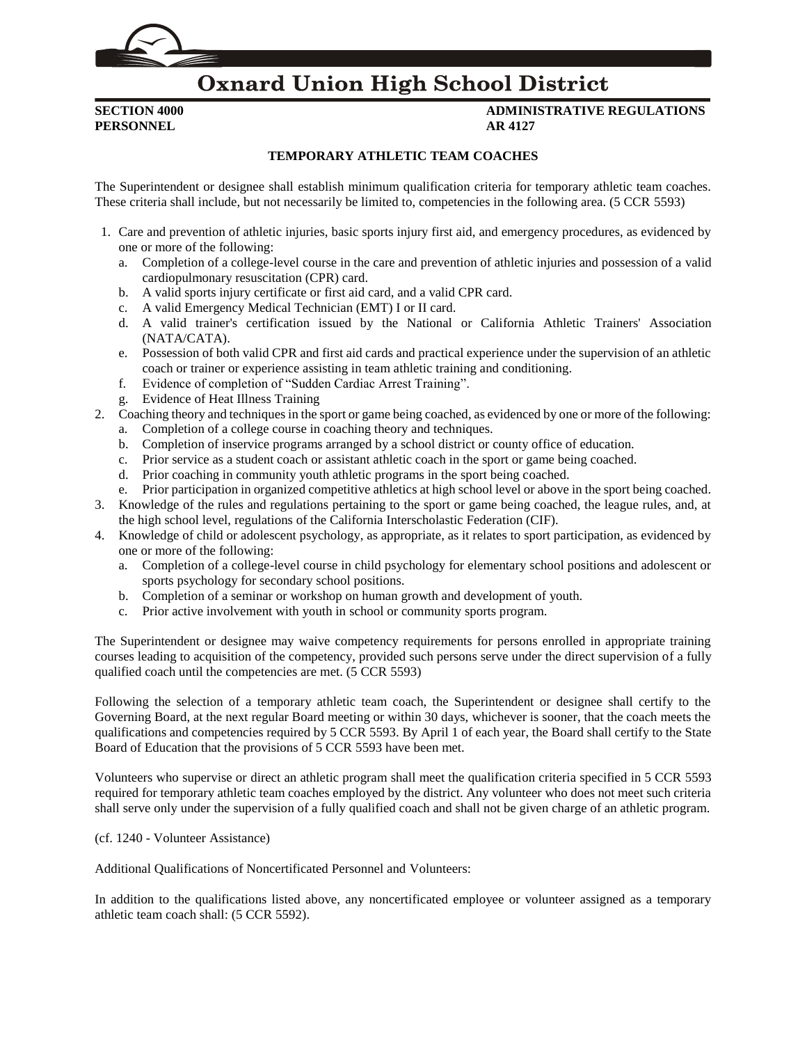# Oxnard Union High School District

**SECTION 4000**
**PERSONNEL**

**ADMINISTRATIVE REGULATIONS**
**AR 4127**

### TEMPORARY ATHLETIC TEAM COACHES

The Superintendent or designee shall establish minimum qualification criteria for temporary athletic team coaches. These criteria shall include, but not necessarily be limited to, competencies in the following area. (5 CCR 5593)

1. Care and prevention of athletic injuries, basic sports injury first aid, and emergency procedures, as evidenced by one or more of the following:
   a. Completion of a college-level course in the care and prevention of athletic injuries and possession of a valid cardiopulmonary resuscitation (CPR) card.
   b. A valid sports injury certificate or first aid card, and a valid CPR card.
   c. A valid Emergency Medical Technician (EMT) I or II card.
   d. A valid trainer's certification issued by the National or California Athletic Trainers' Association (NATA/CATA).
   e. Possession of both valid CPR and first aid cards and practical experience under the supervision of an athletic coach or trainer or experience assisting in team athletic training and conditioning.
   f. Evidence of completion of "Sudden Cardiac Arrest Training".
   g. Evidence of Heat Illness Training
2. Coaching theory and techniques in the sport or game being coached, as evidenced by one or more of the following:
   a. Completion of a college course in coaching theory and techniques.
   b. Completion of inservice programs arranged by a school district or county office of education.
   c. Prior service as a student coach or assistant athletic coach in the sport or game being coached.
   d. Prior coaching in community youth athletic programs in the sport being coached.
   e. Prior participation in organized competitive athletics at high school level or above in the sport being coached.
3. Knowledge of the rules and regulations pertaining to the sport or game being coached, the league rules, and, at the high school level, regulations of the California Interscholastic Federation (CIF).
4. Knowledge of child or adolescent psychology, as appropriate, as it relates to sport participation, as evidenced by one or more of the following:
   a. Completion of a college-level course in child psychology for elementary school positions and adolescent or sports psychology for secondary school positions.
   b. Completion of a seminar or workshop on human growth and development of youth.
   c. Prior active involvement with youth in school or community sports program.

The Superintendent or designee may waive competency requirements for persons enrolled in appropriate training courses leading to acquisition of the competency, provided such persons serve under the direct supervision of a fully qualified coach until the competencies are met. (5 CCR 5593)

Following the selection of a temporary athletic team coach, the Superintendent or designee shall certify to the Governing Board, at the next regular Board meeting or within 30 days, whichever is sooner, that the coach meets the qualifications and competencies required by 5 CCR 5593. By April 1 of each year, the Board shall certify to the State Board of Education that the provisions of 5 CCR 5593 have been met.

Volunteers who supervise or direct an athletic program shall meet the qualification criteria specified in 5 CCR 5593 required for temporary athletic team coaches employed by the district. Any volunteer who does not meet such criteria shall serve only under the supervision of a fully qualified coach and shall not be given charge of an athletic program.

(cf. 1240 - Volunteer Assistance)

Additional Qualifications of Noncertificated Personnel and Volunteers:

In addition to the qualifications listed above, any noncertificated employee or volunteer assigned as a temporary athletic team coach shall: (5 CCR 5592).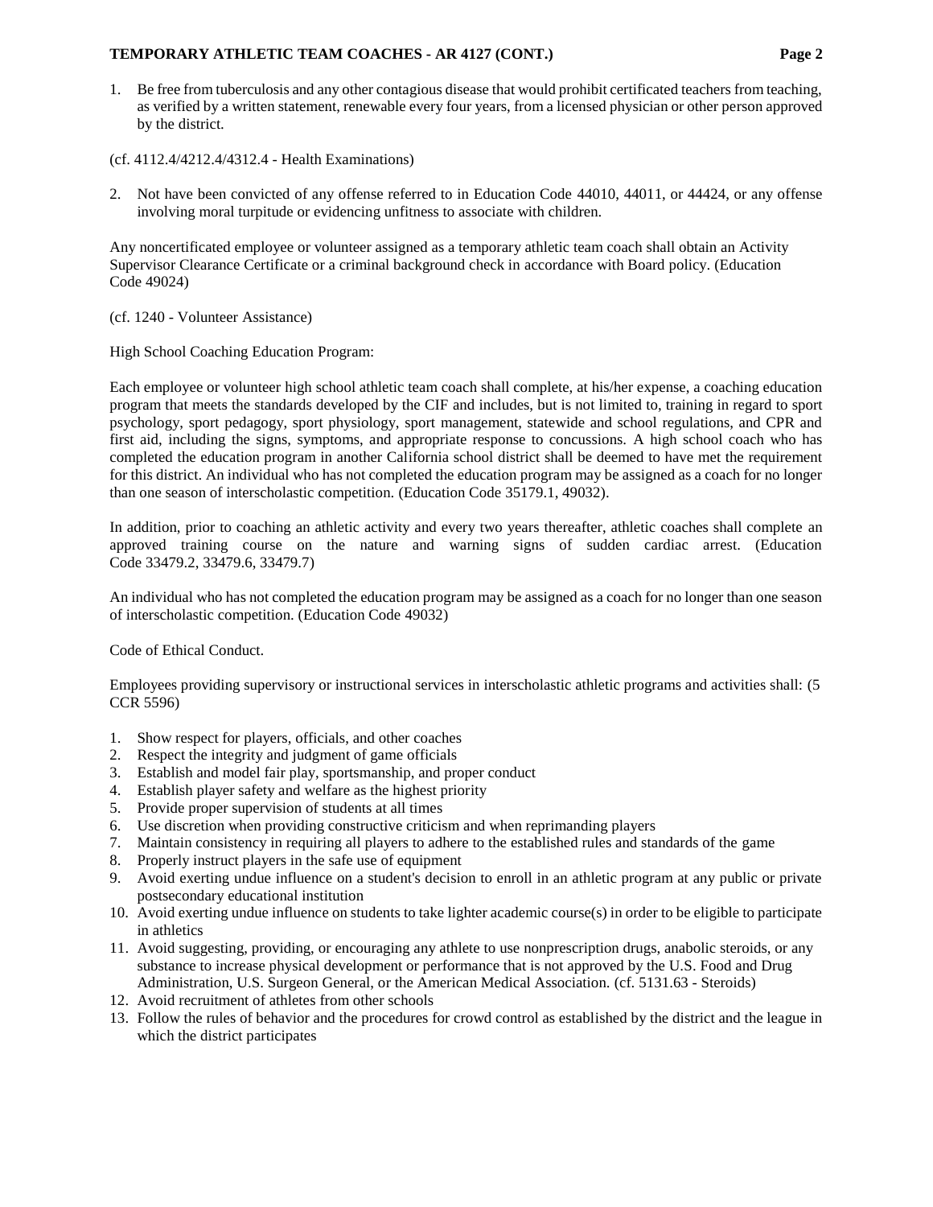1. Be free from tuberculosis and any other contagious disease that would prohibit certificated teachers from teaching, as verified by a written statement, renewable every four years, from a licensed physician or other person approved by the district.

(cf. 4112.4/4212.4/4312.4 - Health Examinations)

2. Not have been convicted of any offense referred to in Education Code 44010, 44011, or 44424, or any offense involving moral turpitude or evidencing unfitness to associate with children.

Any noncertificated employee or volunteer assigned as a temporary athletic team coach shall obtain an Activity Supervisor Clearance Certificate or a criminal background check in accordance with Board policy. (Education Code 49024)

(cf. 1240 - Volunteer Assistance)

High School Coaching Education Program:

Each employee or volunteer high school athletic team coach shall complete, at his/her expense, a coaching education program that meets the standards developed by the CIF and includes, but is not limited to, training in regard to sport psychology, sport pedagogy, sport physiology, sport management, statewide and school regulations, and CPR and first aid, including the signs, symptoms, and appropriate response to concussions. A high school coach who has completed the education program in another California school district shall be deemed to have met the requirement for this district. An individual who has not completed the education program may be assigned as a coach for no longer than one season of interscholastic competition. (Education Code 35179.1, 49032).

In addition, prior to coaching an athletic activity and every two years thereafter, athletic coaches shall complete an approved training course on the nature and warning signs of sudden cardiac arrest. (Education Code 33479.2, 33479.6, 33479.7)

An individual who has not completed the education program may be assigned as a coach for no longer than one season of interscholastic competition. (Education Code 49032)

Code of Ethical Conduct.

Employees providing supervisory or instructional services in interscholastic athletic programs and activities shall: (5 CCR 5596)

1. Show respect for players, officials, and other coaches
2. Respect the integrity and judgment of game officials
3. Establish and model fair play, sportsmanship, and proper conduct
4. Establish player safety and welfare as the highest priority
5. Provide proper supervision of students at all times
6. Use discretion when providing constructive criticism and when reprimanding players
7. Maintain consistency in requiring all players to adhere to the established rules and standards of the game
8. Properly instruct players in the safe use of equipment
9. Avoid exerting undue influence on a student's decision to enroll in an athletic program at any public or private postsecondary educational institution
10. Avoid exerting undue influence on students to take lighter academic course(s) in order to be eligible to participate in athletics
11. Avoid suggesting, providing, or encouraging any athlete to use nonprescription drugs, anabolic steroids, or any substance to increase physical development or performance that is not approved by the U.S. Food and Drug Administration, U.S. Surgeon General, or the American Medical Association. (cf. 5131.63 - Steroids)
12. Avoid recruitment of athletes from other schools
13. Follow the rules of behavior and the procedures for crowd control as established by the district and the league in which the district participates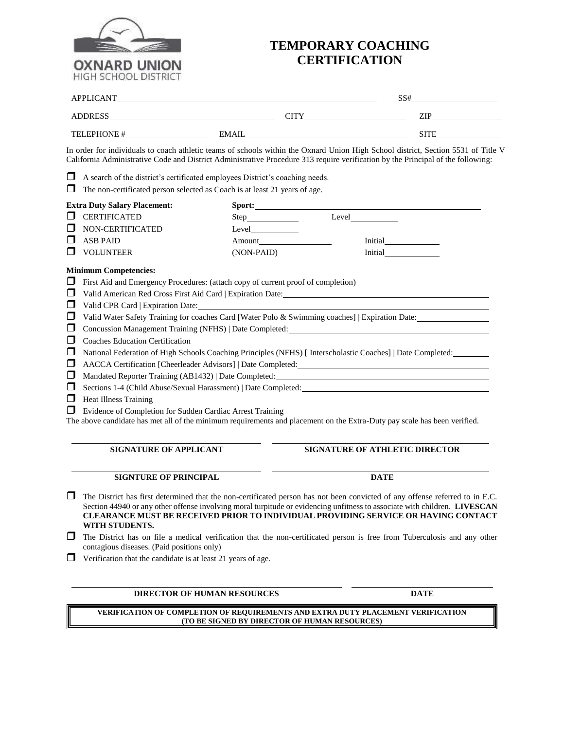OXNARD UNION
HIGH SCHOOL DISTRICT

# TEMPORARY COACHING CERTIFICATION

APPLICANT_______________________________________________ SS#________________

ADDRESS_______________________________ CITY____________________ ZIP______________

TELEPHONE #________________ EMAIL______________________________ SITE_____________

In order for individuals to coach athletic teams of schools within the Oxnard Union High School district, Section 5531 of Title V California Administrative Code and District Administrative Procedure 313 require verification by the Principal of the following:

- ☐ A search of the district's certificated employees District's coaching needs.
- ☐ The non-certificated person selected as Coach is at least 21 years of age.

**Extra Duty Salary Placement:** **Sport:**_________________________________________

- ☐ CERTIFICATED Step__________ Level__________
- ☐ NON-CERTIFICATED Level__________
- ☐ ASB PAID Amount______________ Initial___________
- ☐ VOLUNTEER (NON-PAID) Initial___________

**Minimum Competencies:**

- ☐ First Aid and Emergency Procedures: (attach copy of current proof of completion)
- ☐ Valid American Red Cross First Aid Card | Expiration Date:___________________________
- ☐ Valid CPR Card | Expiration Date:___________________________
- ☐ Valid Water Safety Training for coaches Card [Water Polo & Swimming coaches] | Expiration Date:______________
- ☐ Concussion Management Training (NFHS) | Date Completed:___________________________
- ☐ Coaches Education Certification
- ☐ National Federation of High Schools Coaching Principles (NFHS) [ Interscholastic Coaches] | Date Completed:_______
- ☐ AACCA Certification [Cheerleader Advisors] | Date Completed:___________________________
- ☐ Mandated Reporter Training (AB1432) | Date Completed:___________________________
- ☐ Sections 1-4 (Child Abuse/Sexual Harassment) | Date Completed:___________________________
- ☐ Heat Illness Training
- ☐ Evidence of Completion for Sudden Cardiac Arrest Training

The above candidate has met all of the minimum requirements and placement on the Extra-Duty pay scale has been verified.

_______________________________ _______________________________
**SIGNATURE OF APPLICANT** **SIGNATURE OF ATHLETIC DIRECTOR**

_______________________________ _______________________________
**SIGNTURE OF PRINCIPAL** **DATE**

- ☐ The District has first determined that the non-certificated person has not been convicted of any offense referred to in E.C. Section 44940 or any other offense involving moral turpitude or evidencing unfitness to associate with children. **LIVESCAN CLEARANCE MUST BE RECEIVED PRIOR TO INDIVIDUAL PROVIDING SERVICE OR HAVING CONTACT WITH STUDENTS.**
- ☐ The District has on file a medical verification that the non-certificated person is free from Tuberculosis and any other contagious diseases. (Paid positions only)
- ☐ Verification that the candidate is at least 21 years of age.

_______________________________ _______________________________
**DIRECTOR OF HUMAN RESOURCES** **DATE**

**VERIFICATION OF COMPLETION OF REQUIREMENTS AND EXTRA DUTY PLACEMENT VERIFICATION (TO BE SIGNED BY DIRECTOR OF HUMAN RESOURCES)**